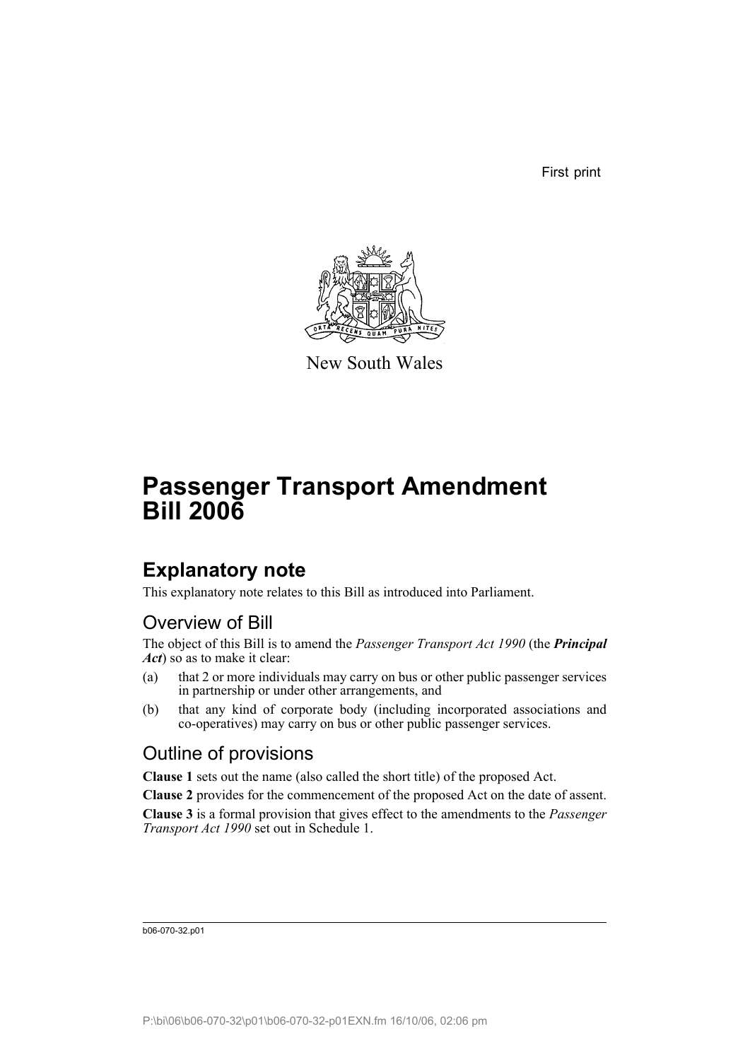First print

New South Wales

# Passenger Transport Amendment Bill 2006

## Explanatory note

This explanatory note relates to this Bill as introduced into Parliament.

### Overview of Bill

The object of this Bill is to amend the *Passenger Transport Act 1990* (the ***Principal Act***) so as to make it clear:

(a) that 2 or more individuals may carry on bus or other public passenger services in partnership or under other arrangements, and

(b) that any kind of corporate body (including incorporated associations and co-operatives) may carry on bus or other public passenger services.

### Outline of provisions

**Clause 1** sets out the name (also called the short title) of the proposed Act.

**Clause 2** provides for the commencement of the proposed Act on the date of assent.

**Clause 3** is a formal provision that gives effect to the amendments to the *Passenger Transport Act 1990* set out in Schedule 1.

b06-070-32.p01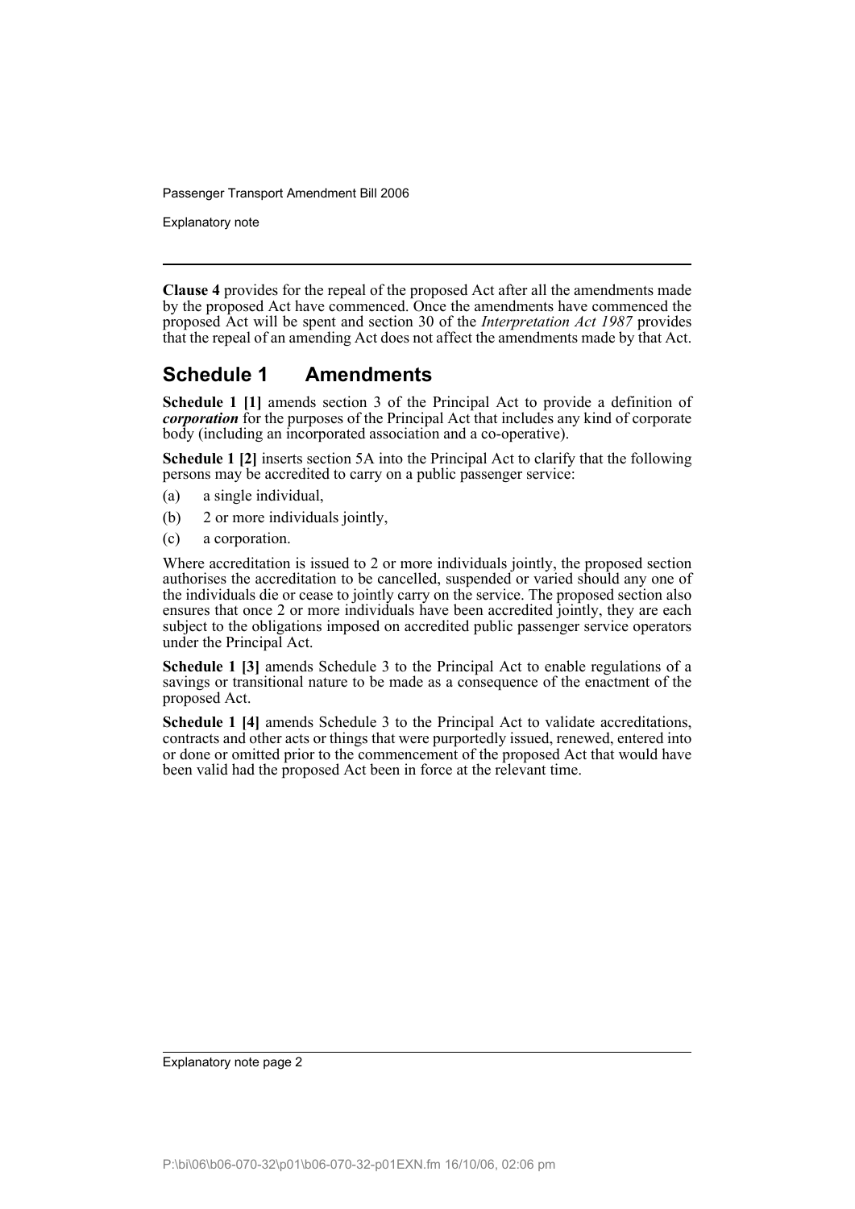**Clause 4** provides for the repeal of the proposed Act after all the amendments made by the proposed Act have commenced. Once the amendments have commenced the proposed Act will be spent and section 30 of the *Interpretation Act 1987* provides that the repeal of an amending Act does not affect the amendments made by that Act.

## Schedule 1 Amendments

**Schedule 1 [1]** amends section 3 of the Principal Act to provide a definition of ***corporation*** for the purposes of the Principal Act that includes any kind of corporate body (including an incorporated association and a co-operative).

**Schedule 1 [2]** inserts section 5A into the Principal Act to clarify that the following persons may be accredited to carry on a public passenger service:

(a) a single individual,

(b) 2 or more individuals jointly,

(c) a corporation.

Where accreditation is issued to 2 or more individuals jointly, the proposed section authorises the accreditation to be cancelled, suspended or varied should any one of the individuals die or cease to jointly carry on the service. The proposed section also ensures that once 2 or more individuals have been accredited jointly, they are each subject to the obligations imposed on accredited public passenger service operators under the Principal Act.

**Schedule 1 [3]** amends Schedule 3 to the Principal Act to enable regulations of a savings or transitional nature to be made as a consequence of the enactment of the proposed Act.

**Schedule 1 [4]** amends Schedule 3 to the Principal Act to validate accreditations, contracts and other acts or things that were purportedly issued, renewed, entered into or done or omitted prior to the commencement of the proposed Act that would have been valid had the proposed Act been in force at the relevant time.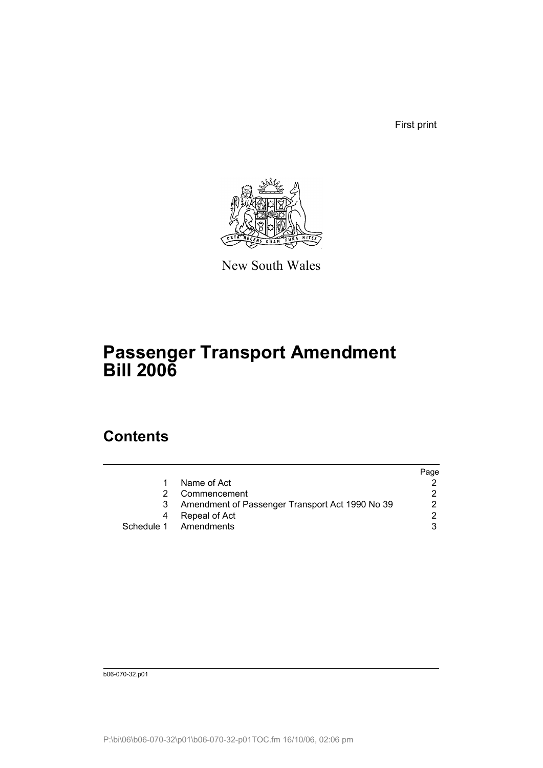First print

New South Wales

# Passenger Transport Amendment Bill 2006

## Contents

| | | Page |
|---|---|---|
| 1 | Name of Act | 2 |
| 2 | Commencement | 2 |
| 3 | Amendment of Passenger Transport Act 1990 No 39 | 2 |
| 4 | Repeal of Act | 2 |
| Schedule 1 | Amendments | 3 |

b06-070-32.p01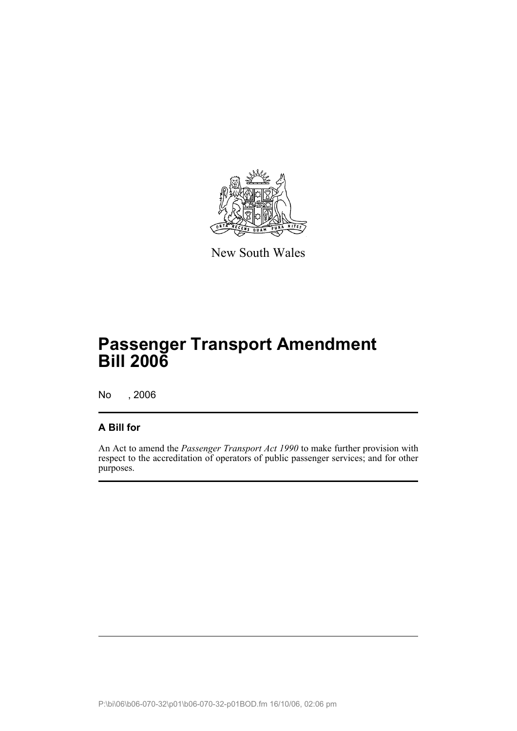New South Wales

# Passenger Transport Amendment Bill 2006

No , 2006

## A Bill for

An Act to amend the *Passenger Transport Act 1990* to make further provision with respect to the accreditation of operators of public passenger services; and for other purposes.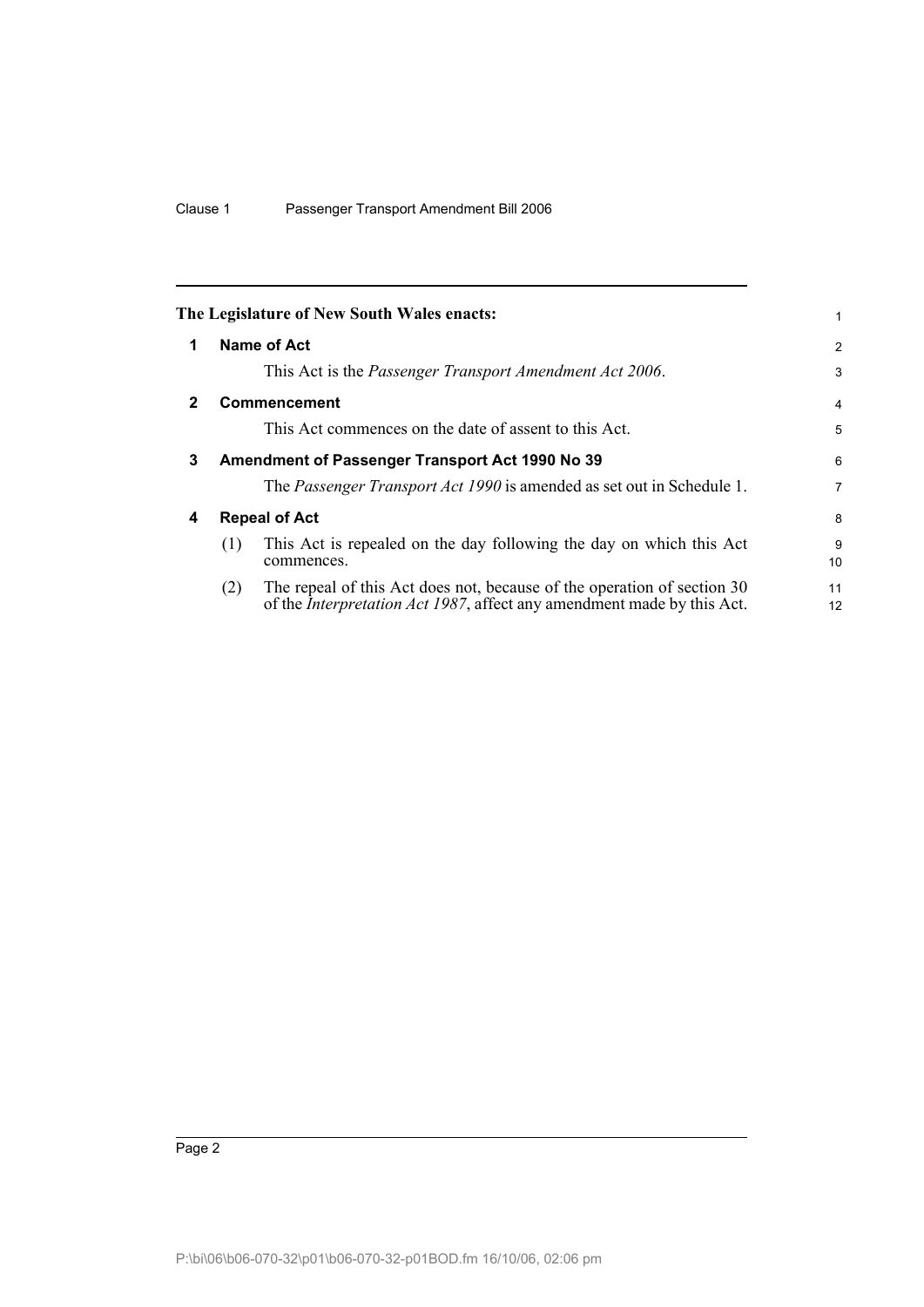The Legislature of New South Wales enacts:

## 1 Name of Act

This Act is the *Passenger Transport Amendment Act 2006*.

## 2 Commencement

This Act commences on the date of assent to this Act.

## 3 Amendment of Passenger Transport Act 1990 No 39

The *Passenger Transport Act 1990* is amended as set out in Schedule 1.

## 4 Repeal of Act

(1) This Act is repealed on the day following the day on which this Act commences.

(2) The repeal of this Act does not, because of the operation of section 30 of the *Interpretation Act 1987*, affect any amendment made by this Act.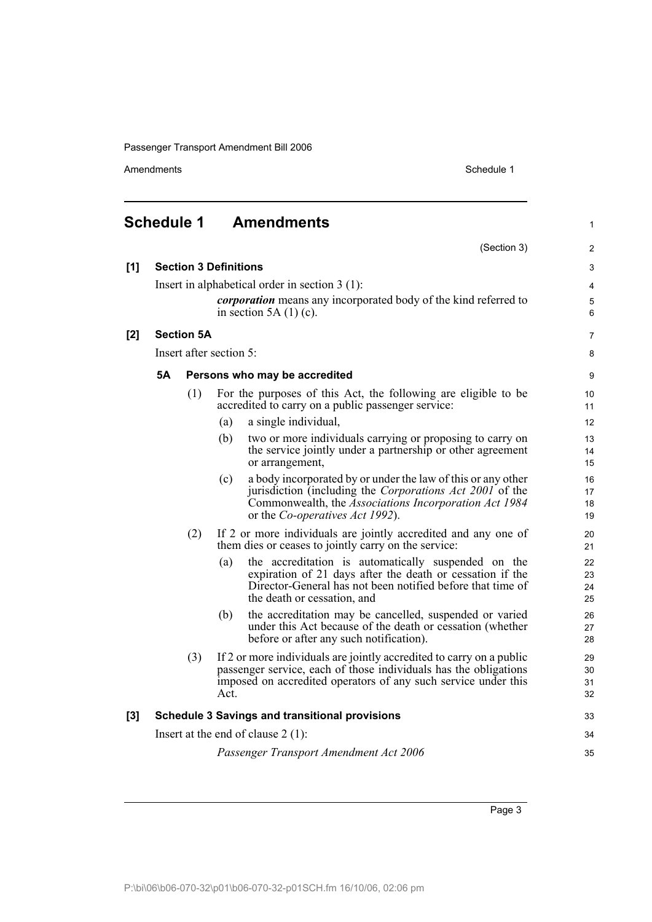## Schedule 1 Amendments

(Section 3)

**[1] Section 3 Definitions**

Insert in alphabetical order in section 3 (1):

> ***corporation*** means any incorporated body of the kind referred to in section 5A (1) (c).

**[2] Section 5A**

Insert after section 5:

**5A Persons who may be accredited**

(1) For the purposes of this Act, the following are eligible to be accredited to carry on a public passenger service:

(a) a single individual,

(b) two or more individuals carrying or proposing to carry on the service jointly under a partnership or other agreement or arrangement,

(c) a body incorporated by or under the law of this or any other jurisdiction (including the *Corporations Act 2001* of the Commonwealth, the *Associations Incorporation Act 1984* or the *Co-operatives Act 1992*).

(2) If 2 or more individuals are jointly accredited and any one of them dies or ceases to jointly carry on the service:

(a) the accreditation is automatically suspended on the expiration of 21 days after the death or cessation if the Director-General has not been notified before that time of the death or cessation, and

(b) the accreditation may be cancelled, suspended or varied under this Act because of the death or cessation (whether before or after any such notification).

(3) If 2 or more individuals are jointly accredited to carry on a public passenger service, each of those individuals has the obligations imposed on accredited operators of any such service under this Act.

**[3] Schedule 3 Savings and transitional provisions**

Insert at the end of clause 2 (1):

> *Passenger Transport Amendment Act 2006*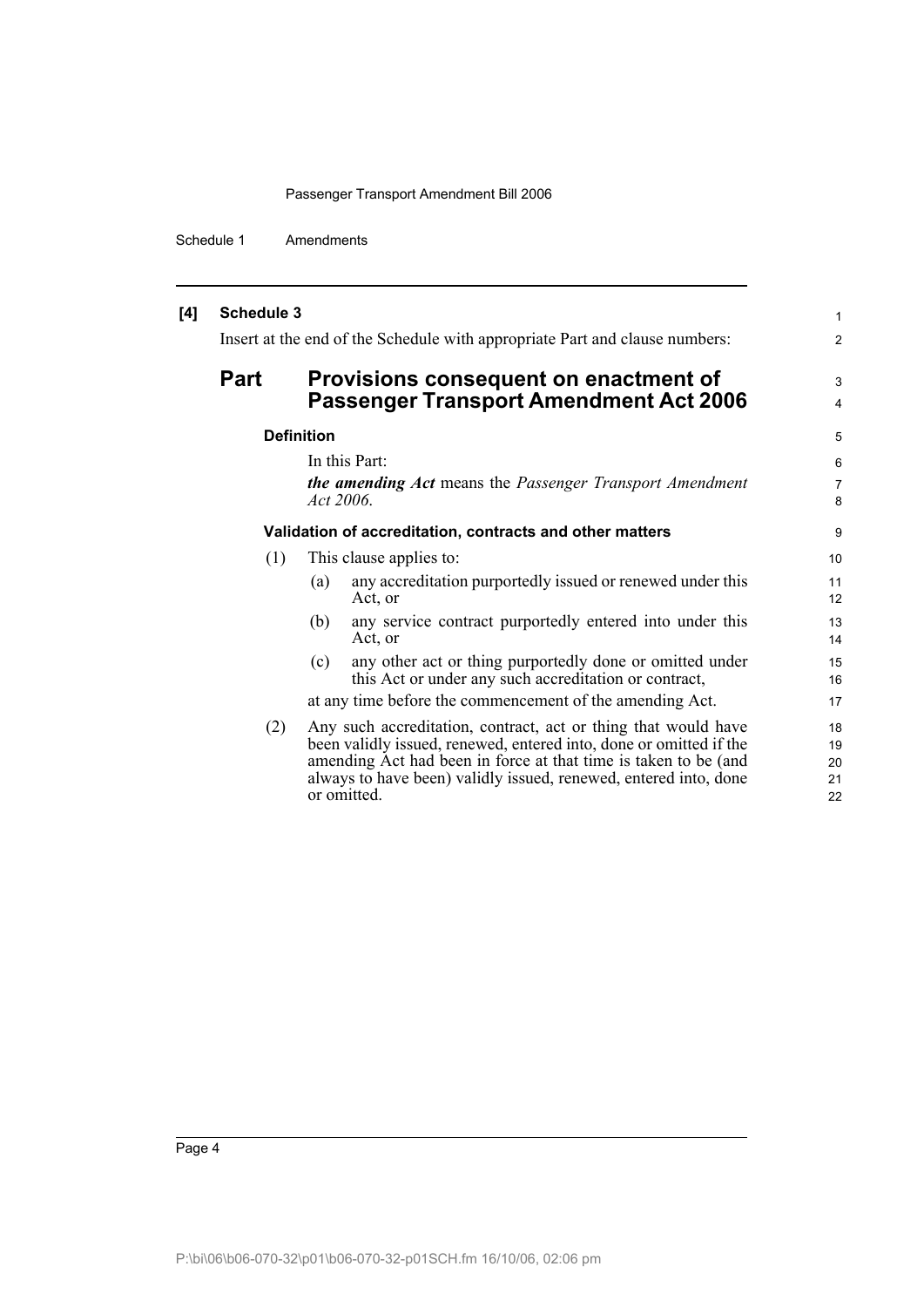**[4] Schedule 3**

Insert at the end of the Schedule with appropriate Part and clause numbers:

# Part Provisions consequent on enactment of Passenger Transport Amendment Act 2006

### Definition

In this Part:

***the amending Act*** means the *Passenger Transport Amendment Act 2006*.

### Validation of accreditation, contracts and other matters

(1) This clause applies to:

(a) any accreditation purportedly issued or renewed under this Act, or

(b) any service contract purportedly entered into under this Act, or

(c) any other act or thing purportedly done or omitted under this Act or under any such accreditation or contract,

at any time before the commencement of the amending Act.

(2) Any such accreditation, contract, act or thing that would have been validly issued, renewed, entered into, done or omitted if the amending Act had been in force at that time is taken to be (and always to have been) validly issued, renewed, entered into, done or omitted.